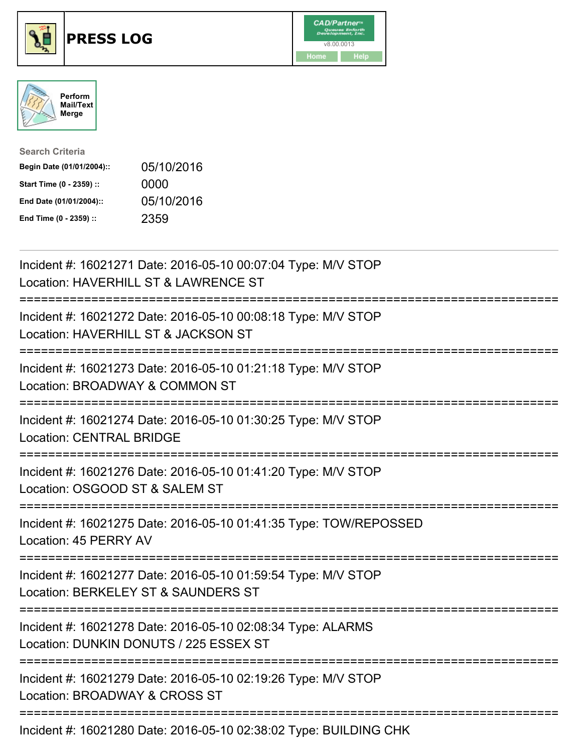# PRESS LOG

CAD/Partner v8.00.0013

Home | Help

Perform Mail/Text Merge

**Search Criteria**

| | |
|---|---|
| **Begin Date (01/01/2004)::** | 05/10/2016 |
| **Start Time (0 - 2359) ::** | 0000 |
| **End Date (01/01/2004)::** | 05/10/2016 |
| **End Time (0 - 2359) ::** | 2359 |

---

Incident #: 16021271 Date: 2016-05-10 00:07:04 Type: M/V STOP
Location: HAVERHILL ST & LAWRENCE ST

===========================================================================

Incident #: 16021272 Date: 2016-05-10 00:08:18 Type: M/V STOP
Location: HAVERHILL ST & JACKSON ST

===========================================================================

Incident #: 16021273 Date: 2016-05-10 01:21:18 Type: M/V STOP
Location: BROADWAY & COMMON ST

===========================================================================

Incident #: 16021274 Date: 2016-05-10 01:30:25 Type: M/V STOP
Location: CENTRAL BRIDGE

===========================================================================

Incident #: 16021276 Date: 2016-05-10 01:41:20 Type: M/V STOP
Location: OSGOOD ST & SALEM ST

===========================================================================

Incident #: 16021275 Date: 2016-05-10 01:41:35 Type: TOW/REPOSSED
Location: 45 PERRY AV

===========================================================================

Incident #: 16021277 Date: 2016-05-10 01:59:54 Type: M/V STOP
Location: BERKELEY ST & SAUNDERS ST

===========================================================================

Incident #: 16021278 Date: 2016-05-10 02:08:34 Type: ALARMS
Location: DUNKIN DONUTS / 225 ESSEX ST

===========================================================================

Incident #: 16021279 Date: 2016-05-10 02:19:26 Type: M/V STOP
Location: BROADWAY & CROSS ST

===========================================================================

Incident #: 16021280 Date: 2016-05-10 02:38:02 Type: BUILDING CHK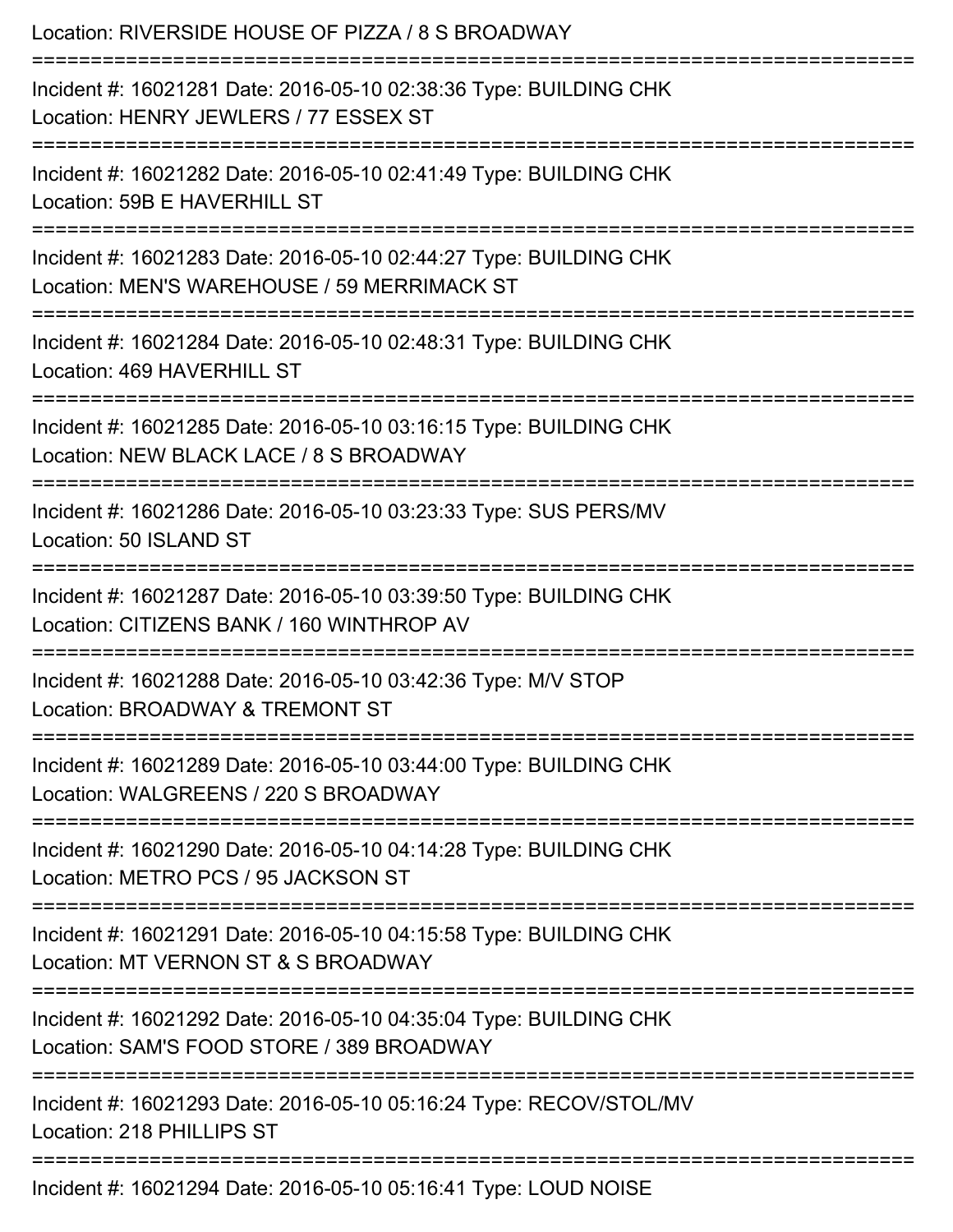Location: RIVERSIDE HOUSE OF PIZZA / 8 S BROADWAY

===========================================================================

Incident #: 16021281 Date: 2016-05-10 02:38:36 Type: BUILDING CHK

Location: HENRY JEWLERS / 77 ESSEX ST

===========================================================================

Incident #: 16021282 Date: 2016-05-10 02:41:49 Type: BUILDING CHK

Location: 59B E HAVERHILL ST

===========================================================================

Incident #: 16021283 Date: 2016-05-10 02:44:27 Type: BUILDING CHK

Location: MEN'S WAREHOUSE / 59 MERRIMACK ST

===========================================================================

Incident #: 16021284 Date: 2016-05-10 02:48:31 Type: BUILDING CHK

Location: 469 HAVERHILL ST

===========================================================================

Incident #: 16021285 Date: 2016-05-10 03:16:15 Type: BUILDING CHK

Location: NEW BLACK LACE / 8 S BROADWAY

===========================================================================

Incident #: 16021286 Date: 2016-05-10 03:23:33 Type: SUS PERS/MV

Location: 50 ISLAND ST

===========================================================================

Incident #: 16021287 Date: 2016-05-10 03:39:50 Type: BUILDING CHK

Location: CITIZENS BANK / 160 WINTHROP AV

===========================================================================

Incident #: 16021288 Date: 2016-05-10 03:42:36 Type: M/V STOP

Location: BROADWAY & TREMONT ST

===========================================================================

Incident #: 16021289 Date: 2016-05-10 03:44:00 Type: BUILDING CHK

Location: WALGREENS / 220 S BROADWAY

===========================================================================

Incident #: 16021290 Date: 2016-05-10 04:14:28 Type: BUILDING CHK

Location: METRO PCS / 95 JACKSON ST

===========================================================================

Incident #: 16021291 Date: 2016-05-10 04:15:58 Type: BUILDING CHK

Location: MT VERNON ST & S BROADWAY

===========================================================================

Incident #: 16021292 Date: 2016-05-10 04:35:04 Type: BUILDING CHK

Location: SAM'S FOOD STORE / 389 BROADWAY

===========================================================================

Incident #: 16021293 Date: 2016-05-10 05:16:24 Type: RECOV/STOL/MV

Location: 218 PHILLIPS ST

===========================================================================

Incident #: 16021294 Date: 2016-05-10 05:16:41 Type: LOUD NOISE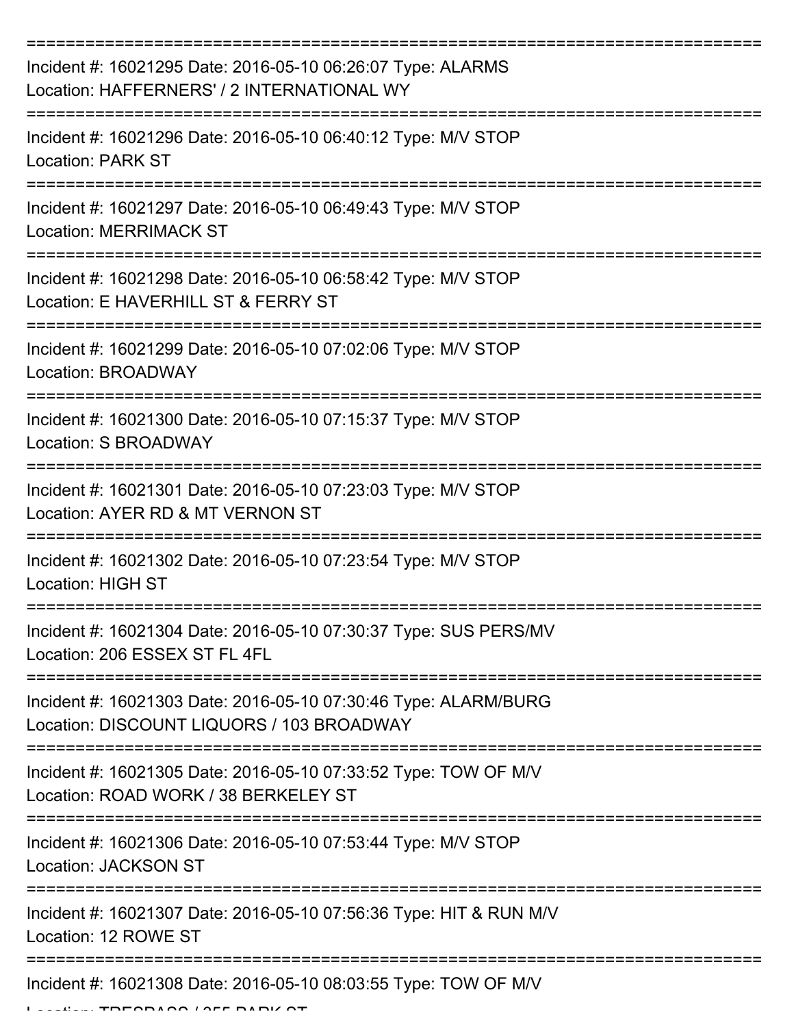===========================================================================

Incident #: 16021295 Date: 2016-05-10 06:26:07 Type: ALARMS
Location: HAFFERNERS' / 2 INTERNATIONAL WY

===========================================================================

Incident #: 16021296 Date: 2016-05-10 06:40:12 Type: M/V STOP
Location: PARK ST

===========================================================================

Incident #: 16021297 Date: 2016-05-10 06:49:43 Type: M/V STOP
Location: MERRIMACK ST

===========================================================================

Incident #: 16021298 Date: 2016-05-10 06:58:42 Type: M/V STOP
Location: E HAVERHILL ST & FERRY ST

===========================================================================

Incident #: 16021299 Date: 2016-05-10 07:02:06 Type: M/V STOP
Location: BROADWAY

===========================================================================

Incident #: 16021300 Date: 2016-05-10 07:15:37 Type: M/V STOP
Location: S BROADWAY

===========================================================================

Incident #: 16021301 Date: 2016-05-10 07:23:03 Type: M/V STOP
Location: AYER RD & MT VERNON ST

===========================================================================

Incident #: 16021302 Date: 2016-05-10 07:23:54 Type: M/V STOP
Location: HIGH ST

===========================================================================

Incident #: 16021304 Date: 2016-05-10 07:30:37 Type: SUS PERS/MV
Location: 206 ESSEX ST FL 4FL

===========================================================================

Incident #: 16021303 Date: 2016-05-10 07:30:46 Type: ALARM/BURG
Location: DISCOUNT LIQUORS / 103 BROADWAY

===========================================================================

Incident #: 16021305 Date: 2016-05-10 07:33:52 Type: TOW OF M/V
Location: ROAD WORK / 38 BERKELEY ST

===========================================================================

Incident #: 16021306 Date: 2016-05-10 07:53:44 Type: M/V STOP
Location: JACKSON ST

===========================================================================

Incident #: 16021307 Date: 2016-05-10 07:56:36 Type: HIT & RUN M/V
Location: 12 ROWE ST

===========================================================================

Incident #: 16021308 Date: 2016-05-10 08:03:55 Type: TOW OF M/V
Location: TRESPASS / 255 PARK ST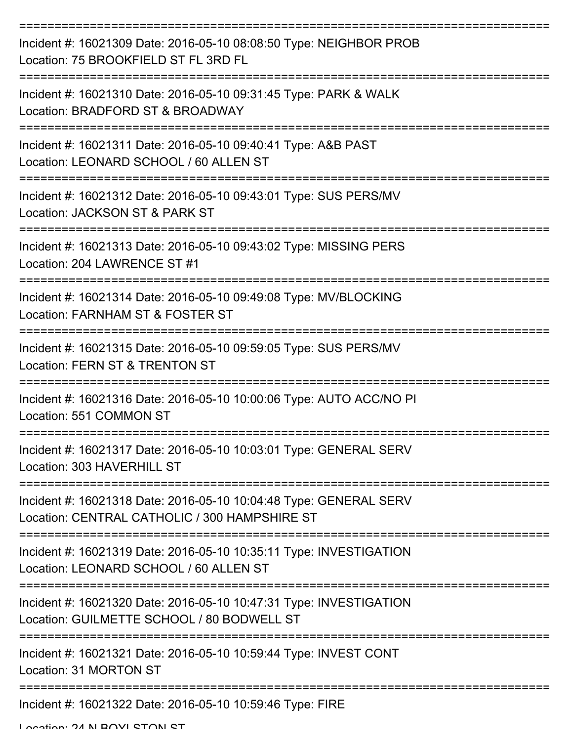===========================================================================

Incident #: 16021309 Date: 2016-05-10 08:08:50 Type: NEIGHBOR PROB
Location: 75 BROOKFIELD ST FL 3RD FL

===========================================================================

Incident #: 16021310 Date: 2016-05-10 09:31:45 Type: PARK & WALK
Location: BRADFORD ST & BROADWAY

===========================================================================

Incident #: 16021311 Date: 2016-05-10 09:40:41 Type: A&B PAST
Location: LEONARD SCHOOL / 60 ALLEN ST

===========================================================================

Incident #: 16021312 Date: 2016-05-10 09:43:01 Type: SUS PERS/MV
Location: JACKSON ST & PARK ST

===========================================================================

Incident #: 16021313 Date: 2016-05-10 09:43:02 Type: MISSING PERS
Location: 204 LAWRENCE ST #1

===========================================================================

Incident #: 16021314 Date: 2016-05-10 09:49:08 Type: MV/BLOCKING
Location: FARNHAM ST & FOSTER ST

===========================================================================

Incident #: 16021315 Date: 2016-05-10 09:59:05 Type: SUS PERS/MV
Location: FERN ST & TRENTON ST

===========================================================================

Incident #: 16021316 Date: 2016-05-10 10:00:06 Type: AUTO ACC/NO PI
Location: 551 COMMON ST

===========================================================================

Incident #: 16021317 Date: 2016-05-10 10:03:01 Type: GENERAL SERV
Location: 303 HAVERHILL ST

===========================================================================

Incident #: 16021318 Date: 2016-05-10 10:04:48 Type: GENERAL SERV
Location: CENTRAL CATHOLIC / 300 HAMPSHIRE ST

===========================================================================

Incident #: 16021319 Date: 2016-05-10 10:35:11 Type: INVESTIGATION
Location: LEONARD SCHOOL / 60 ALLEN ST

===========================================================================

Incident #: 16021320 Date: 2016-05-10 10:47:31 Type: INVESTIGATION
Location: GUILMETTE SCHOOL / 80 BODWELL ST

===========================================================================

Incident #: 16021321 Date: 2016-05-10 10:59:44 Type: INVEST CONT
Location: 31 MORTON ST

===========================================================================

Incident #: 16021322 Date: 2016-05-10 10:59:46 Type: FIRE
Location: 24 N BOYLSTON ST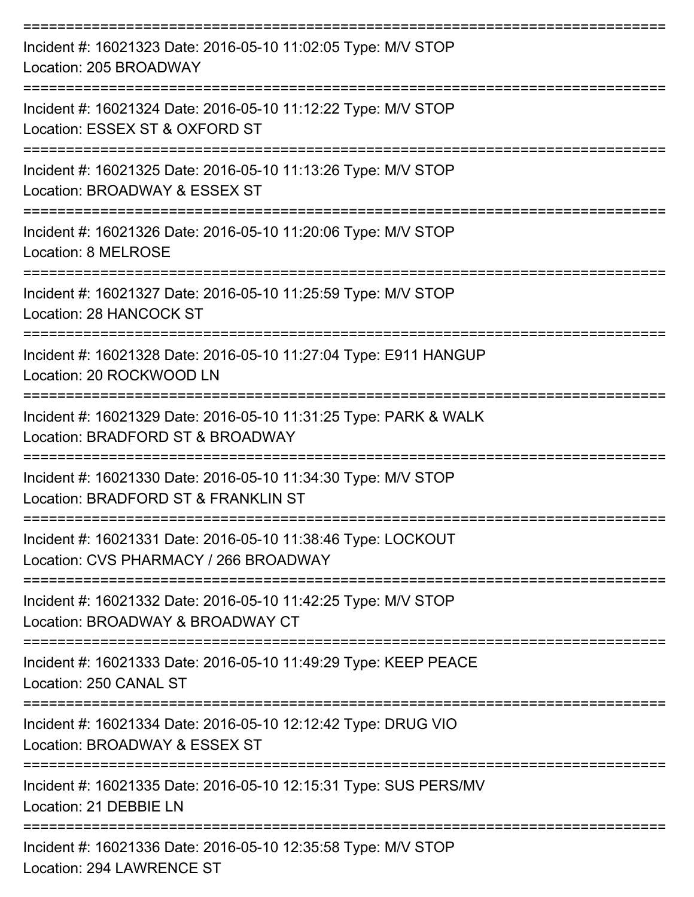===========================================================================

Incident #: 16021323 Date: 2016-05-10 11:02:05 Type: M/V STOP
Location: 205 BROADWAY

===========================================================================

Incident #: 16021324 Date: 2016-05-10 11:12:22 Type: M/V STOP
Location: ESSEX ST & OXFORD ST

===========================================================================

Incident #: 16021325 Date: 2016-05-10 11:13:26 Type: M/V STOP
Location: BROADWAY & ESSEX ST

===========================================================================

Incident #: 16021326 Date: 2016-05-10 11:20:06 Type: M/V STOP
Location: 8 MELROSE

===========================================================================

Incident #: 16021327 Date: 2016-05-10 11:25:59 Type: M/V STOP
Location: 28 HANCOCK ST

===========================================================================

Incident #: 16021328 Date: 2016-05-10 11:27:04 Type: E911 HANGUP
Location: 20 ROCKWOOD LN

===========================================================================

Incident #: 16021329 Date: 2016-05-10 11:31:25 Type: PARK & WALK
Location: BRADFORD ST & BROADWAY

===========================================================================

Incident #: 16021330 Date: 2016-05-10 11:34:30 Type: M/V STOP
Location: BRADFORD ST & FRANKLIN ST

===========================================================================

Incident #: 16021331 Date: 2016-05-10 11:38:46 Type: LOCKOUT
Location: CVS PHARMACY / 266 BROADWAY

===========================================================================

Incident #: 16021332 Date: 2016-05-10 11:42:25 Type: M/V STOP
Location: BROADWAY & BROADWAY CT

===========================================================================

Incident #: 16021333 Date: 2016-05-10 11:49:29 Type: KEEP PEACE
Location: 250 CANAL ST

===========================================================================

Incident #: 16021334 Date: 2016-05-10 12:12:42 Type: DRUG VIO
Location: BROADWAY & ESSEX ST

===========================================================================

Incident #: 16021335 Date: 2016-05-10 12:15:31 Type: SUS PERS/MV
Location: 21 DEBBIE LN

===========================================================================

Incident #: 16021336 Date: 2016-05-10 12:35:58 Type: M/V STOP
Location: 294 LAWRENCE ST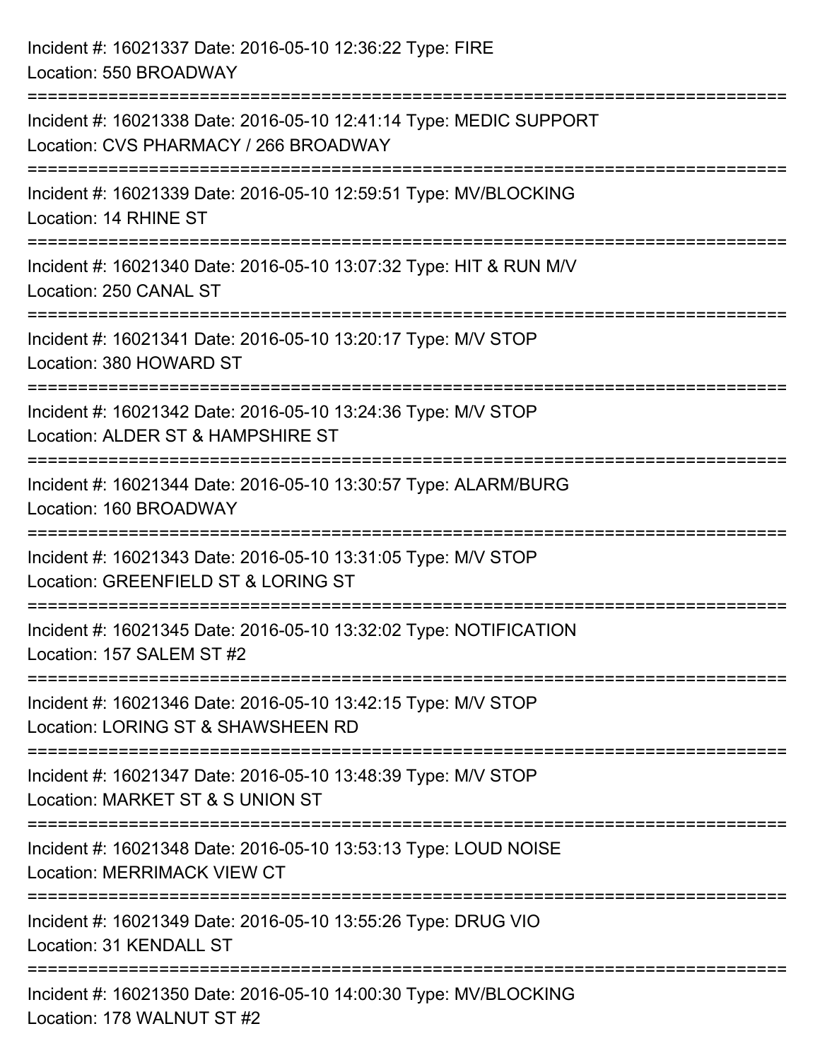Incident #: 16021337 Date: 2016-05-10 12:36:22 Type: FIRE
Location: 550 BROADWAY

===========================================================================

Incident #: 16021338 Date: 2016-05-10 12:41:14 Type: MEDIC SUPPORT
Location: CVS PHARMACY / 266 BROADWAY

===========================================================================

Incident #: 16021339 Date: 2016-05-10 12:59:51 Type: MV/BLOCKING
Location: 14 RHINE ST

===========================================================================

Incident #: 16021340 Date: 2016-05-10 13:07:32 Type: HIT & RUN M/V
Location: 250 CANAL ST

===========================================================================

Incident #: 16021341 Date: 2016-05-10 13:20:17 Type: M/V STOP
Location: 380 HOWARD ST

===========================================================================

Incident #: 16021342 Date: 2016-05-10 13:24:36 Type: M/V STOP
Location: ALDER ST & HAMPSHIRE ST

===========================================================================

Incident #: 16021344 Date: 2016-05-10 13:30:57 Type: ALARM/BURG
Location: 160 BROADWAY

===========================================================================

Incident #: 16021343 Date: 2016-05-10 13:31:05 Type: M/V STOP
Location: GREENFIELD ST & LORING ST

===========================================================================

Incident #: 16021345 Date: 2016-05-10 13:32:02 Type: NOTIFICATION
Location: 157 SALEM ST #2

===========================================================================

Incident #: 16021346 Date: 2016-05-10 13:42:15 Type: M/V STOP
Location: LORING ST & SHAWSHEEN RD

===========================================================================

Incident #: 16021347 Date: 2016-05-10 13:48:39 Type: M/V STOP
Location: MARKET ST & S UNION ST

===========================================================================

Incident #: 16021348 Date: 2016-05-10 13:53:13 Type: LOUD NOISE
Location: MERRIMACK VIEW CT

===========================================================================

Incident #: 16021349 Date: 2016-05-10 13:55:26 Type: DRUG VIO
Location: 31 KENDALL ST

===========================================================================

Incident #: 16021350 Date: 2016-05-10 14:00:30 Type: MV/BLOCKING
Location: 178 WALNUT ST #2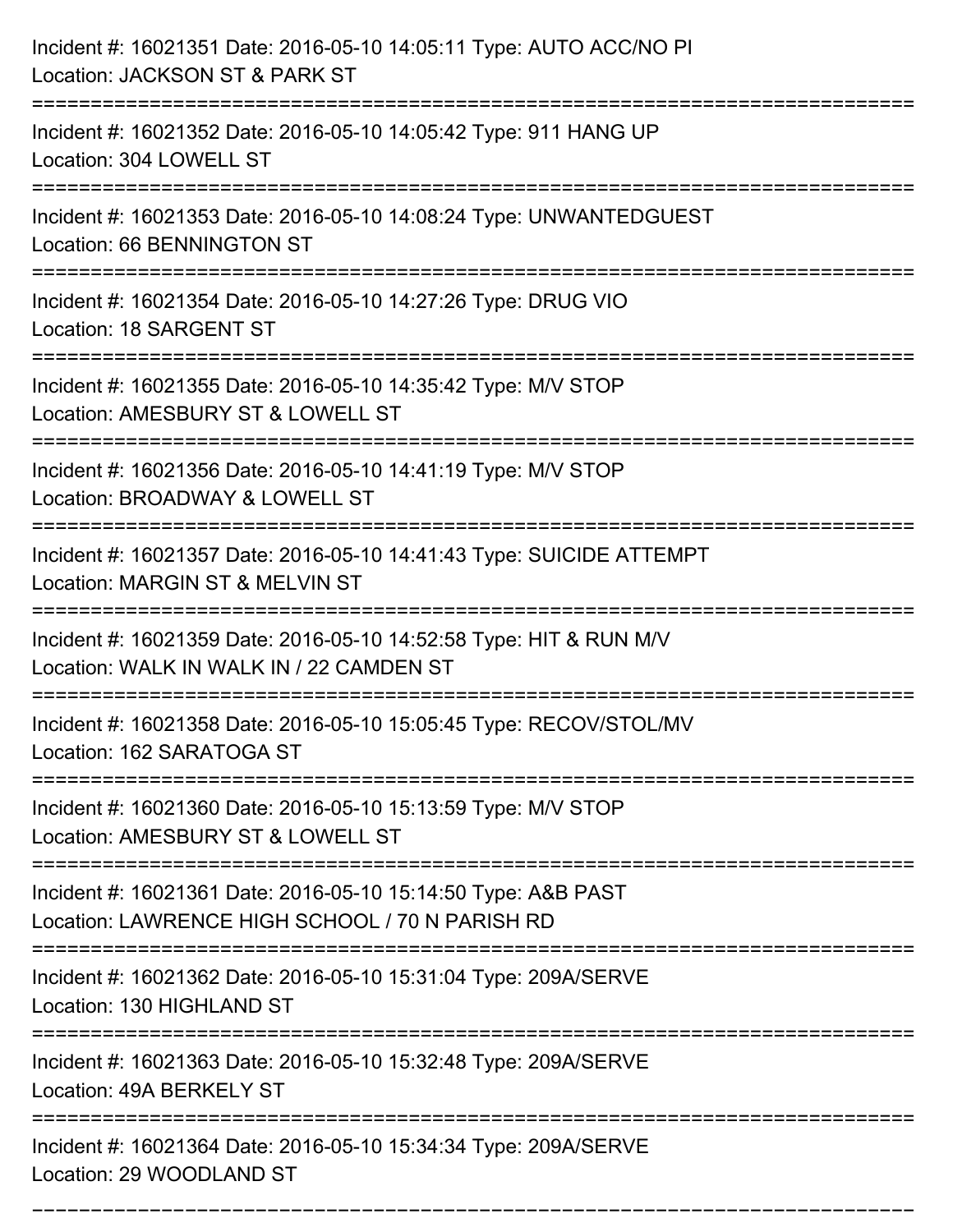Incident #: 16021351 Date: 2016-05-10 14:05:11 Type: AUTO ACC/NO PI
Location: JACKSON ST & PARK ST

===========================================================================

Incident #: 16021352 Date: 2016-05-10 14:05:42 Type: 911 HANG UP
Location: 304 LOWELL ST

===========================================================================

Incident #: 16021353 Date: 2016-05-10 14:08:24 Type: UNWANTEDGUEST
Location: 66 BENNINGTON ST

===========================================================================

Incident #: 16021354 Date: 2016-05-10 14:27:26 Type: DRUG VIO
Location: 18 SARGENT ST

===========================================================================

Incident #: 16021355 Date: 2016-05-10 14:35:42 Type: M/V STOP
Location: AMESBURY ST & LOWELL ST

===========================================================================

Incident #: 16021356 Date: 2016-05-10 14:41:19 Type: M/V STOP
Location: BROADWAY & LOWELL ST

===========================================================================

Incident #: 16021357 Date: 2016-05-10 14:41:43 Type: SUICIDE ATTEMPT
Location: MARGIN ST & MELVIN ST

===========================================================================

Incident #: 16021359 Date: 2016-05-10 14:52:58 Type: HIT & RUN M/V
Location: WALK IN WALK IN / 22 CAMDEN ST

===========================================================================

Incident #: 16021358 Date: 2016-05-10 15:05:45 Type: RECOV/STOL/MV
Location: 162 SARATOGA ST

===========================================================================

Incident #: 16021360 Date: 2016-05-10 15:13:59 Type: M/V STOP
Location: AMESBURY ST & LOWELL ST

===========================================================================

Incident #: 16021361 Date: 2016-05-10 15:14:50 Type: A&B PAST
Location: LAWRENCE HIGH SCHOOL / 70 N PARISH RD

===========================================================================

Incident #: 16021362 Date: 2016-05-10 15:31:04 Type: 209A/SERVE
Location: 130 HIGHLAND ST

===========================================================================

Incident #: 16021363 Date: 2016-05-10 15:32:48 Type: 209A/SERVE
Location: 49A BERKELY ST

===========================================================================

Incident #: 16021364 Date: 2016-05-10 15:34:34 Type: 209A/SERVE
Location: 29 WOODLAND ST

===========================================================================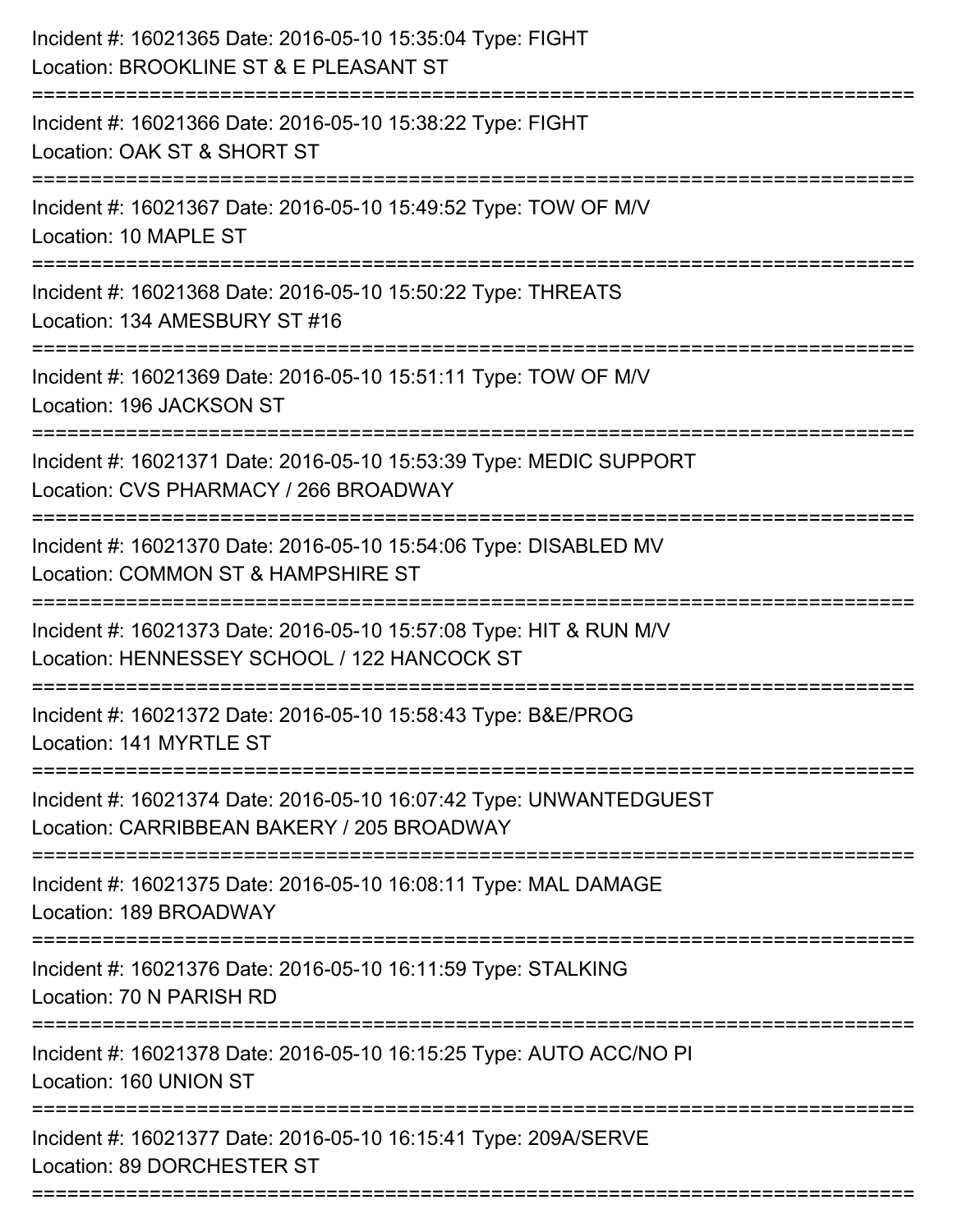Incident #: 16021365 Date: 2016-05-10 15:35:04 Type: FIGHT
Location: BROOKLINE ST & E PLEASANT ST

===========================================================================

Incident #: 16021366 Date: 2016-05-10 15:38:22 Type: FIGHT
Location: OAK ST & SHORT ST

===========================================================================

Incident #: 16021367 Date: 2016-05-10 15:49:52 Type: TOW OF M/V
Location: 10 MAPLE ST

===========================================================================

Incident #: 16021368 Date: 2016-05-10 15:50:22 Type: THREATS
Location: 134 AMESBURY ST #16

===========================================================================

Incident #: 16021369 Date: 2016-05-10 15:51:11 Type: TOW OF M/V
Location: 196 JACKSON ST

===========================================================================

Incident #: 16021371 Date: 2016-05-10 15:53:39 Type: MEDIC SUPPORT
Location: CVS PHARMACY / 266 BROADWAY

===========================================================================

Incident #: 16021370 Date: 2016-05-10 15:54:06 Type: DISABLED MV
Location: COMMON ST & HAMPSHIRE ST

===========================================================================

Incident #: 16021373 Date: 2016-05-10 15:57:08 Type: HIT & RUN M/V
Location: HENNESSEY SCHOOL / 122 HANCOCK ST

===========================================================================

Incident #: 16021372 Date: 2016-05-10 15:58:43 Type: B&E/PROG
Location: 141 MYRTLE ST

===========================================================================

Incident #: 16021374 Date: 2016-05-10 16:07:42 Type: UNWANTEDGUEST
Location: CARRIBBEAN BAKERY / 205 BROADWAY

===========================================================================

Incident #: 16021375 Date: 2016-05-10 16:08:11 Type: MAL DAMAGE
Location: 189 BROADWAY

===========================================================================

Incident #: 16021376 Date: 2016-05-10 16:11:59 Type: STALKING
Location: 70 N PARISH RD

===========================================================================

Incident #: 16021378 Date: 2016-05-10 16:15:25 Type: AUTO ACC/NO PI
Location: 160 UNION ST

===========================================================================

Incident #: 16021377 Date: 2016-05-10 16:15:41 Type: 209A/SERVE
Location: 89 DORCHESTER ST

===========================================================================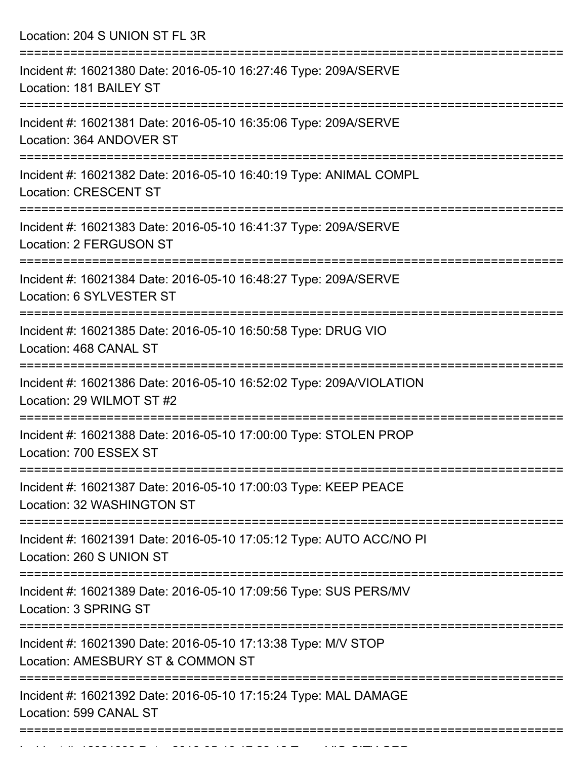Location: 204 S UNION ST FL 3R

===========================================================================

Incident #: 16021380 Date: 2016-05-10 16:27:46 Type: 209A/SERVE
Location: 181 BAILEY ST

===========================================================================

Incident #: 16021381 Date: 2016-05-10 16:35:06 Type: 209A/SERVE
Location: 364 ANDOVER ST

===========================================================================

Incident #: 16021382 Date: 2016-05-10 16:40:19 Type: ANIMAL COMPL
Location: CRESCENT ST

===========================================================================

Incident #: 16021383 Date: 2016-05-10 16:41:37 Type: 209A/SERVE
Location: 2 FERGUSON ST

===========================================================================

Incident #: 16021384 Date: 2016-05-10 16:48:27 Type: 209A/SERVE
Location: 6 SYLVESTER ST

===========================================================================

Incident #: 16021385 Date: 2016-05-10 16:50:58 Type: DRUG VIO
Location: 468 CANAL ST

===========================================================================

Incident #: 16021386 Date: 2016-05-10 16:52:02 Type: 209A/VIOLATION
Location: 29 WILMOT ST #2

===========================================================================

Incident #: 16021388 Date: 2016-05-10 17:00:00 Type: STOLEN PROP
Location: 700 ESSEX ST

===========================================================================

Incident #: 16021387 Date: 2016-05-10 17:00:03 Type: KEEP PEACE
Location: 32 WASHINGTON ST

===========================================================================

Incident #: 16021391 Date: 2016-05-10 17:05:12 Type: AUTO ACC/NO PI
Location: 260 S UNION ST

===========================================================================

Incident #: 16021389 Date: 2016-05-10 17:09:56 Type: SUS PERS/MV
Location: 3 SPRING ST

===========================================================================

Incident #: 16021390 Date: 2016-05-10 17:13:38 Type: M/V STOP
Location: AMESBURY ST & COMMON ST

===========================================================================

Incident #: 16021392 Date: 2016-05-10 17:15:24 Type: MAL DAMAGE
Location: 599 CANAL ST

===========================================================================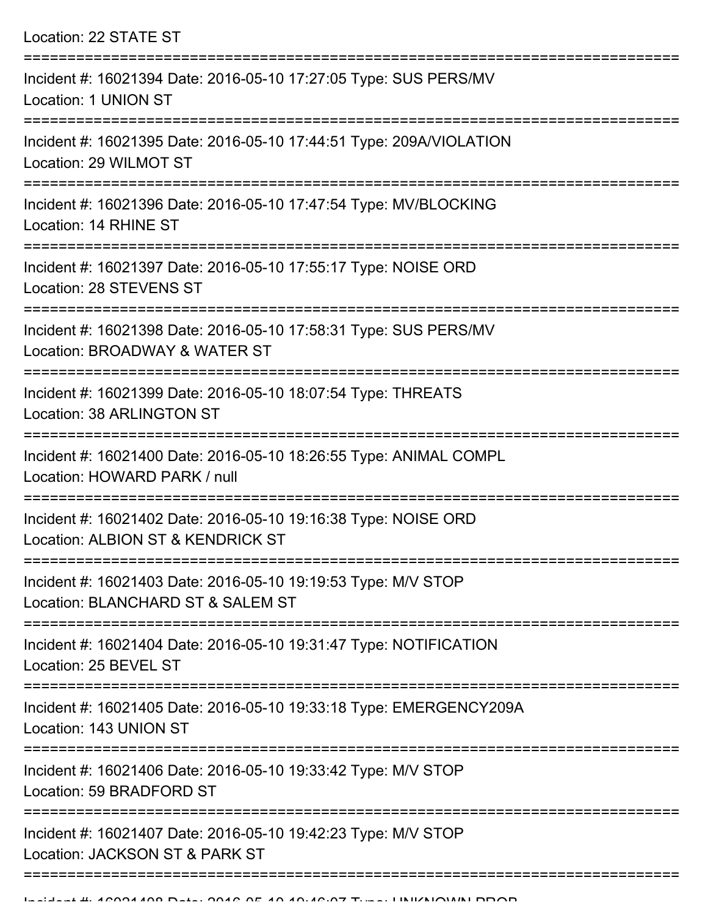Location: 22 STATE ST

===========================================================================

Incident #: 16021394 Date: 2016-05-10 17:27:05 Type: SUS PERS/MV
Location: 1 UNION ST

===========================================================================

Incident #: 16021395 Date: 2016-05-10 17:44:51 Type: 209A/VIOLATION
Location: 29 WILMOT ST

===========================================================================

Incident #: 16021396 Date: 2016-05-10 17:47:54 Type: MV/BLOCKING
Location: 14 RHINE ST

===========================================================================

Incident #: 16021397 Date: 2016-05-10 17:55:17 Type: NOISE ORD
Location: 28 STEVENS ST

===========================================================================

Incident #: 16021398 Date: 2016-05-10 17:58:31 Type: SUS PERS/MV
Location: BROADWAY & WATER ST

===========================================================================

Incident #: 16021399 Date: 2016-05-10 18:07:54 Type: THREATS
Location: 38 ARLINGTON ST

===========================================================================

Incident #: 16021400 Date: 2016-05-10 18:26:55 Type: ANIMAL COMPL
Location: HOWARD PARK / null

===========================================================================

Incident #: 16021402 Date: 2016-05-10 19:16:38 Type: NOISE ORD
Location: ALBION ST & KENDRICK ST

===========================================================================

Incident #: 16021403 Date: 2016-05-10 19:19:53 Type: M/V STOP
Location: BLANCHARD ST & SALEM ST

===========================================================================

Incident #: 16021404 Date: 2016-05-10 19:31:47 Type: NOTIFICATION
Location: 25 BEVEL ST

===========================================================================

Incident #: 16021405 Date: 2016-05-10 19:33:18 Type: EMERGENCY209A
Location: 143 UNION ST

===========================================================================

Incident #: 16021406 Date: 2016-05-10 19:33:42 Type: M/V STOP
Location: 59 BRADFORD ST

===========================================================================

Incident #: 16021407 Date: 2016-05-10 19:42:23 Type: M/V STOP
Location: JACKSON ST & PARK ST

===========================================================================

Incident #: 16021408 Date: 2016-05-10 19:46:07 Type: UNKNOWN PROB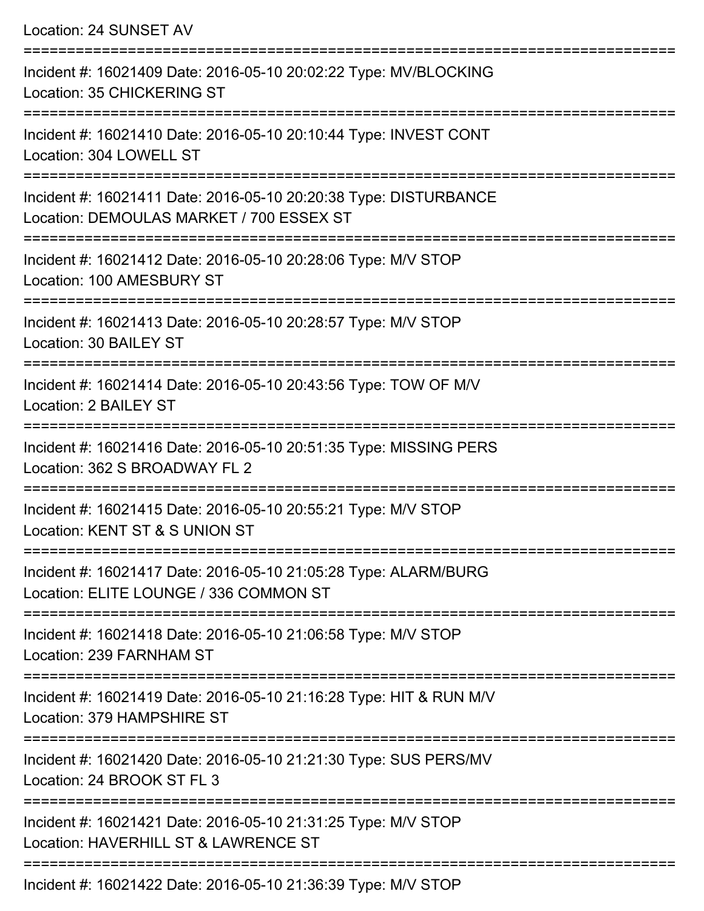Location: 24 SUNSET AV

===========================================================================

Incident #: 16021409 Date: 2016-05-10 20:02:22 Type: MV/BLOCKING
Location: 35 CHICKERING ST

===========================================================================

Incident #: 16021410 Date: 2016-05-10 20:10:44 Type: INVEST CONT
Location: 304 LOWELL ST

===========================================================================

Incident #: 16021411 Date: 2016-05-10 20:20:38 Type: DISTURBANCE
Location: DEMOULAS MARKET / 700 ESSEX ST

===========================================================================

Incident #: 16021412 Date: 2016-05-10 20:28:06 Type: M/V STOP
Location: 100 AMESBURY ST

===========================================================================

Incident #: 16021413 Date: 2016-05-10 20:28:57 Type: M/V STOP
Location: 30 BAILEY ST

===========================================================================

Incident #: 16021414 Date: 2016-05-10 20:43:56 Type: TOW OF M/V
Location: 2 BAILEY ST

===========================================================================

Incident #: 16021416 Date: 2016-05-10 20:51:35 Type: MISSING PERS
Location: 362 S BROADWAY FL 2

===========================================================================

Incident #: 16021415 Date: 2016-05-10 20:55:21 Type: M/V STOP
Location: KENT ST & S UNION ST

===========================================================================

Incident #: 16021417 Date: 2016-05-10 21:05:28 Type: ALARM/BURG
Location: ELITE LOUNGE / 336 COMMON ST

===========================================================================

Incident #: 16021418 Date: 2016-05-10 21:06:58 Type: M/V STOP
Location: 239 FARNHAM ST

===========================================================================

Incident #: 16021419 Date: 2016-05-10 21:16:28 Type: HIT & RUN M/V
Location: 379 HAMPSHIRE ST

===========================================================================

Incident #: 16021420 Date: 2016-05-10 21:21:30 Type: SUS PERS/MV
Location: 24 BROOK ST FL 3

===========================================================================

Incident #: 16021421 Date: 2016-05-10 21:31:25 Type: M/V STOP
Location: HAVERHILL ST & LAWRENCE ST

===========================================================================

Incident #: 16021422 Date: 2016-05-10 21:36:39 Type: M/V STOP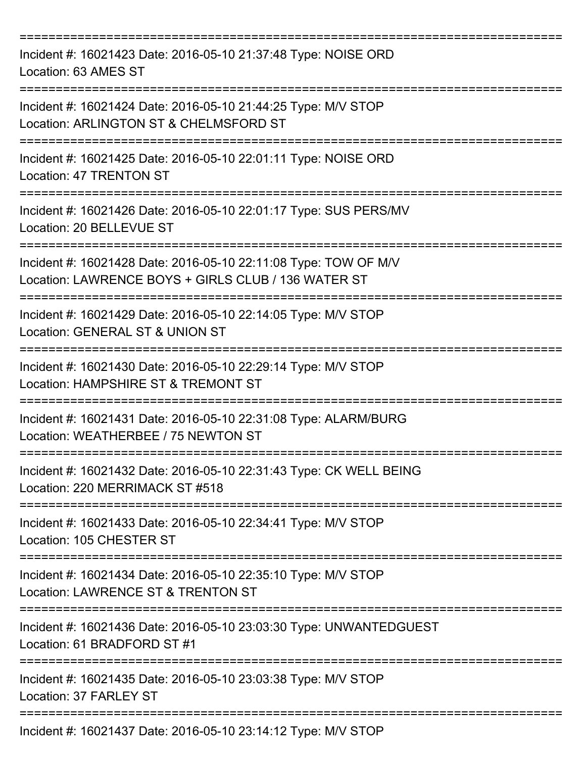===========================================================================

Incident #: 16021423 Date: 2016-05-10 21:37:48 Type: NOISE ORD
Location: 63 AMES ST

===========================================================================

Incident #: 16021424 Date: 2016-05-10 21:44:25 Type: M/V STOP
Location: ARLINGTON ST & CHELMSFORD ST

===========================================================================

Incident #: 16021425 Date: 2016-05-10 22:01:11 Type: NOISE ORD
Location: 47 TRENTON ST

===========================================================================

Incident #: 16021426 Date: 2016-05-10 22:01:17 Type: SUS PERS/MV
Location: 20 BELLEVUE ST

===========================================================================

Incident #: 16021428 Date: 2016-05-10 22:11:08 Type: TOW OF M/V
Location: LAWRENCE BOYS + GIRLS CLUB / 136 WATER ST

===========================================================================

Incident #: 16021429 Date: 2016-05-10 22:14:05 Type: M/V STOP
Location: GENERAL ST & UNION ST

===========================================================================

Incident #: 16021430 Date: 2016-05-10 22:29:14 Type: M/V STOP
Location: HAMPSHIRE ST & TREMONT ST

===========================================================================

Incident #: 16021431 Date: 2016-05-10 22:31:08 Type: ALARM/BURG
Location: WEATHERBEE / 75 NEWTON ST

===========================================================================

Incident #: 16021432 Date: 2016-05-10 22:31:43 Type: CK WELL BEING
Location: 220 MERRIMACK ST #518

===========================================================================

Incident #: 16021433 Date: 2016-05-10 22:34:41 Type: M/V STOP
Location: 105 CHESTER ST

===========================================================================

Incident #: 16021434 Date: 2016-05-10 22:35:10 Type: M/V STOP
Location: LAWRENCE ST & TRENTON ST

===========================================================================

Incident #: 16021436 Date: 2016-05-10 23:03:30 Type: UNWANTEDGUEST
Location: 61 BRADFORD ST #1

===========================================================================

Incident #: 16021435 Date: 2016-05-10 23:03:38 Type: M/V STOP
Location: 37 FARLEY ST

===========================================================================

Incident #: 16021437 Date: 2016-05-10 23:14:12 Type: M/V STOP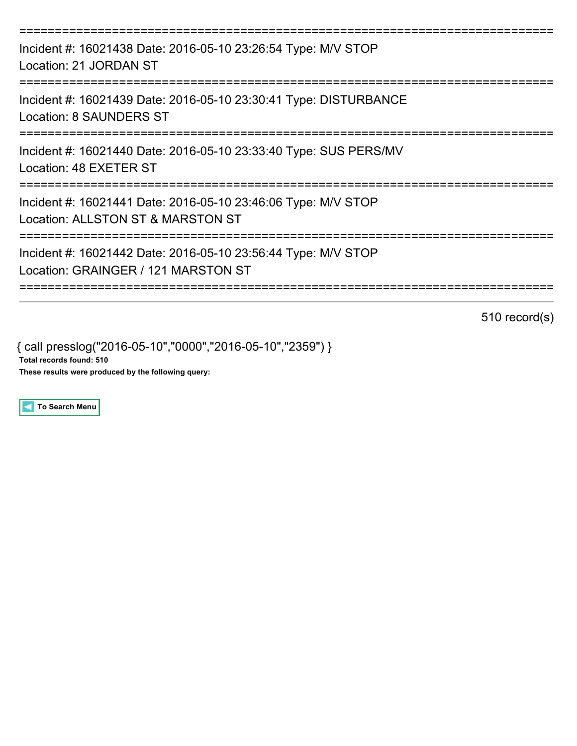===========================================================================

Incident #: 16021438 Date: 2016-05-10 23:26:54 Type: M/V STOP
Location: 21 JORDAN ST

===========================================================================

Incident #: 16021439 Date: 2016-05-10 23:30:41 Type: DISTURBANCE
Location: 8 SAUNDERS ST

===========================================================================

Incident #: 16021440 Date: 2016-05-10 23:33:40 Type: SUS PERS/MV
Location: 48 EXETER ST

===========================================================================

Incident #: 16021441 Date: 2016-05-10 23:46:06 Type: M/V STOP
Location: ALLSTON ST & MARSTON ST

===========================================================================

Incident #: 16021442 Date: 2016-05-10 23:56:44 Type: M/V STOP
Location: GRAINGER / 121 MARSTON ST

===========================================================================

510 record(s)

{ call presslog("2016-05-10","0000","2016-05-10","2359") }

**Total records found: 510**

**These results were produced by the following query:**

To Search Menu